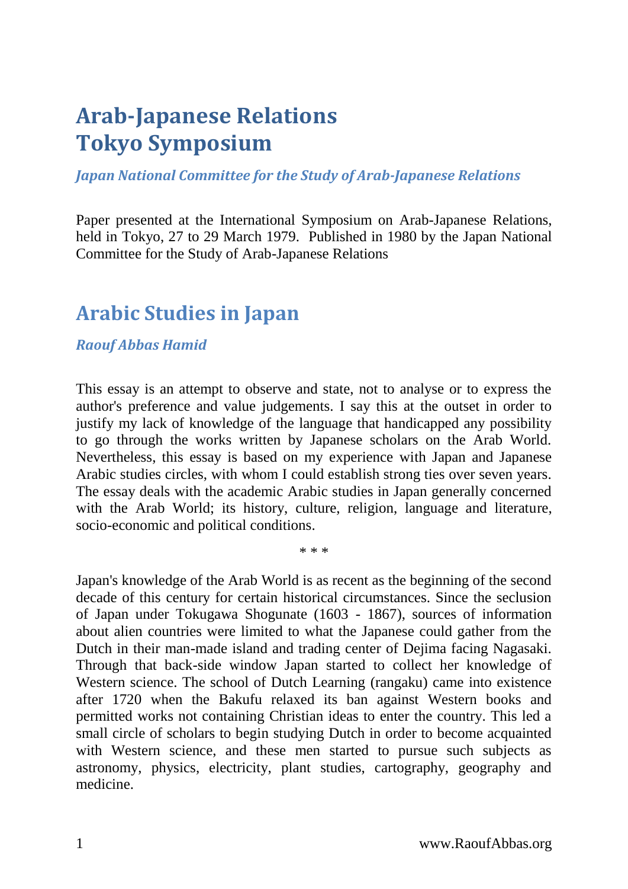# Arab-Japanese Relations
# Tokyo Symposium

***Japan National Committee for the Study of Arab-Japanese Relations***

Paper presented at the International Symposium on Arab-Japanese Relations, held in Tokyo, 27 to 29 March 1979. Published in 1980 by the Japan National Committee for the Study of Arab-Japanese Relations

## Arabic Studies in Japan

***Raouf Abbas Hamid***

This essay is an attempt to observe and state, not to analyse or to express the author's preference and value judgements. I say this at the outset in order to justify my lack of knowledge of the language that handicapped any possibility to go through the works written by Japanese scholars on the Arab World. Nevertheless, this essay is based on my experience with Japan and Japanese Arabic studies circles, with whom I could establish strong ties over seven years. The essay deals with the academic Arabic studies in Japan generally concerned with the Arab World; its history, culture, religion, language and literature, socio-economic and political conditions.

\* \* \*

Japan's knowledge of the Arab World is as recent as the beginning of the second decade of this century for certain historical circumstances. Since the seclusion of Japan under Tokugawa Shogunate (1603 - 1867), sources of information about alien countries were limited to what the Japanese could gather from the Dutch in their man-made island and trading center of Dejima facing Nagasaki. Through that back-side window Japan started to collect her knowledge of Western science. The school of Dutch Learning (rangaku) came into existence after 1720 when the Bakufu relaxed its ban against Western books and permitted works not containing Christian ideas to enter the country. This led a small circle of scholars to begin studying Dutch in order to become acquainted with Western science, and these men started to pursue such subjects as astronomy, physics, electricity, plant studies, cartography, geography and medicine.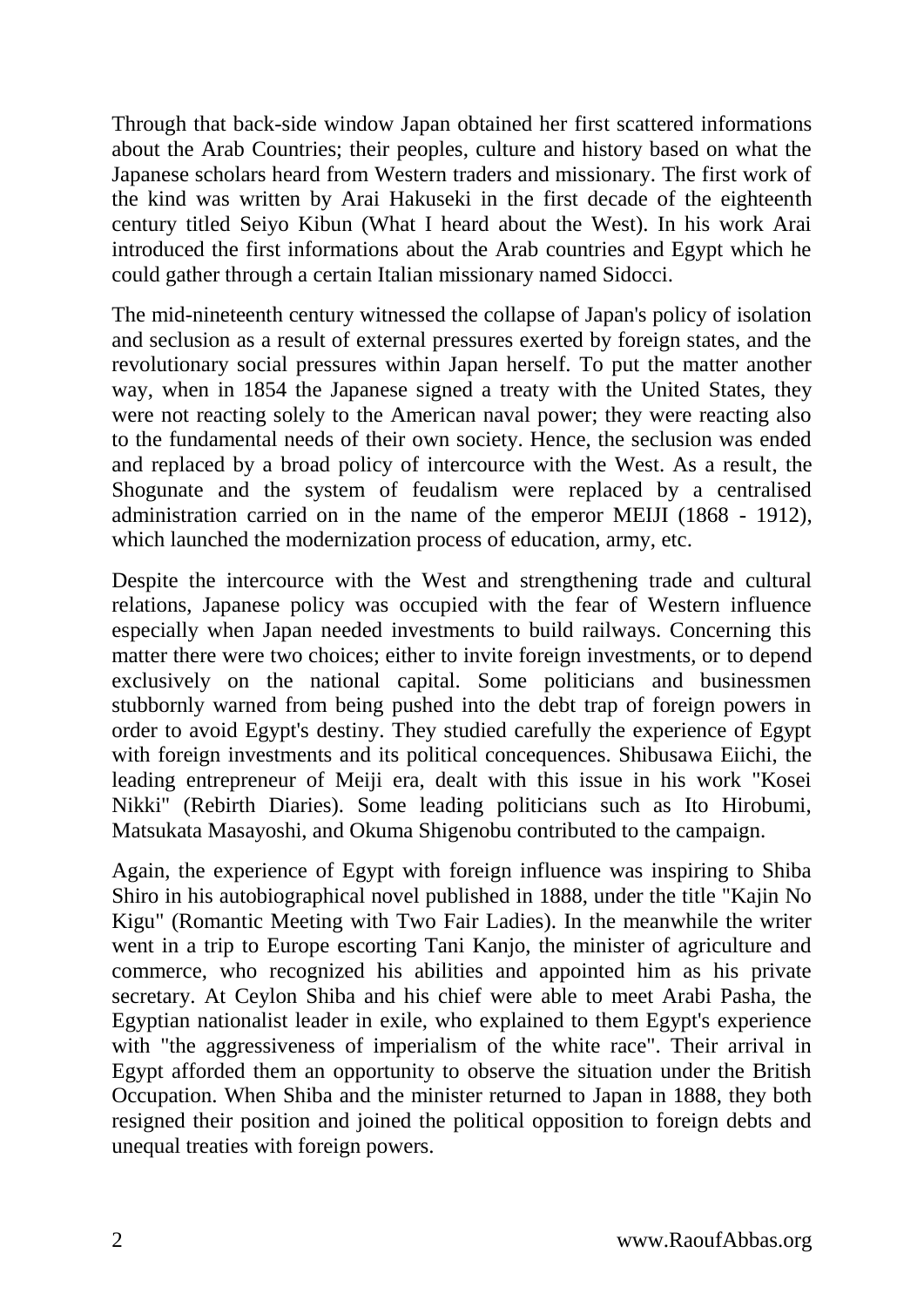Through that back-side window Japan obtained her first scattered informations about the Arab Countries; their peoples, culture and history based on what the Japanese scholars heard from Western traders and missionary. The first work of the kind was written by Arai Hakuseki in the first decade of the eighteenth century titled Seiyo Kibun (What I heard about the West). In his work Arai introduced the first informations about the Arab countries and Egypt which he could gather through a certain Italian missionary named Sidocci.

The mid-nineteenth century witnessed the collapse of Japan's policy of isolation and seclusion as a result of external pressures exerted by foreign states, and the revolutionary social pressures within Japan herself. To put the matter another way, when in 1854 the Japanese signed a treaty with the United States, they were not reacting solely to the American naval power; they were reacting also to the fundamental needs of their own society. Hence, the seclusion was ended and replaced by a broad policy of intercource with the West. As a result, the Shogunate and the system of feudalism were replaced by a centralised administration carried on in the name of the emperor MEIJI (1868 - 1912), which launched the modernization process of education, army, etc.

Despite the intercource with the West and strengthening trade and cultural relations, Japanese policy was occupied with the fear of Western influence especially when Japan needed investments to build railways. Concerning this matter there were two choices; either to invite foreign investments, or to depend exclusively on the national capital. Some politicians and businessmen stubbornly warned from being pushed into the debt trap of foreign powers in order to avoid Egypt's destiny. They studied carefully the experience of Egypt with foreign investments and its political concequences. Shibusawa Eiichi, the leading entrepreneur of Meiji era, dealt with this issue in his work "Kosei Nikki" (Rebirth Diaries). Some leading politicians such as Ito Hirobumi, Matsukata Masayoshi, and Okuma Shigenobu contributed to the campaign.

Again, the experience of Egypt with foreign influence was inspiring to Shiba Shiro in his autobiographical novel published in 1888, under the title "Kajin No Kigu" (Romantic Meeting with Two Fair Ladies). In the meanwhile the writer went in a trip to Europe escorting Tani Kanjo, the minister of agriculture and commerce, who recognized his abilities and appointed him as his private secretary. At Ceylon Shiba and his chief were able to meet Arabi Pasha, the Egyptian nationalist leader in exile, who explained to them Egypt's experience with "the aggressiveness of imperialism of the white race". Their arrival in Egypt afforded them an opportunity to observe the situation under the British Occupation. When Shiba and the minister returned to Japan in 1888, they both resigned their position and joined the political opposition to foreign debts and unequal treaties with foreign powers.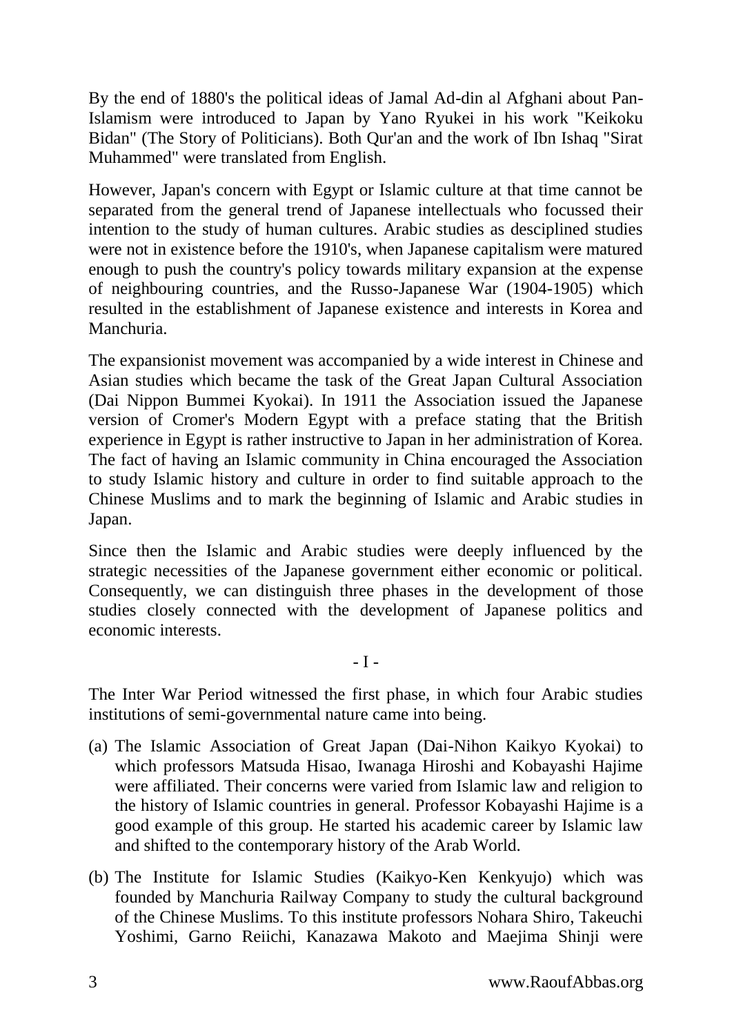By the end of 1880's the political ideas of Jamal Ad-din al Afghani about Pan-Islamism were introduced to Japan by Yano Ryukei in his work "Keikoku Bidan" (The Story of Politicians). Both Qur'an and the work of Ibn Ishaq "Sirat Muhammed" were translated from English.

However, Japan's concern with Egypt or Islamic culture at that time cannot be separated from the general trend of Japanese intellectuals who focussed their intention to the study of human cultures. Arabic studies as desciplined studies were not in existence before the 1910's, when Japanese capitalism were matured enough to push the country's policy towards military expansion at the expense of neighbouring countries, and the Russo-Japanese War (1904-1905) which resulted in the establishment of Japanese existence and interests in Korea and Manchuria.

The expansionist movement was accompanied by a wide interest in Chinese and Asian studies which became the task of the Great Japan Cultural Association (Dai Nippon Bummei Kyokai). In 1911 the Association issued the Japanese version of Cromer's Modern Egypt with a preface stating that the British experience in Egypt is rather instructive to Japan in her administration of Korea. The fact of having an Islamic community in China encouraged the Association to study Islamic history and culture in order to find suitable approach to the Chinese Muslims and to mark the beginning of Islamic and Arabic studies in Japan.

Since then the Islamic and Arabic studies were deeply influenced by the strategic necessities of the Japanese government either economic or political. Consequently, we can distinguish three phases in the development of those studies closely connected with the development of Japanese politics and economic interests.

- I -

The Inter War Period witnessed the first phase, in which four Arabic studies institutions of semi-governmental nature came into being.

(a) The Islamic Association of Great Japan (Dai-Nihon Kaikyo Kyokai) to which professors Matsuda Hisao, Iwanaga Hiroshi and Kobayashi Hajime were affiliated. Their concerns were varied from Islamic law and religion to the history of Islamic countries in general. Professor Kobayashi Hajime is a good example of this group. He started his academic career by Islamic law and shifted to the contemporary history of the Arab World.

(b) The Institute for Islamic Studies (Kaikyo-Ken Kenkyujo) which was founded by Manchuria Railway Company to study the cultural background of the Chinese Muslims. To this institute professors Nohara Shiro, Takeuchi Yoshimi, Garno Reiichi, Kanazawa Makoto and Maejima Shinji were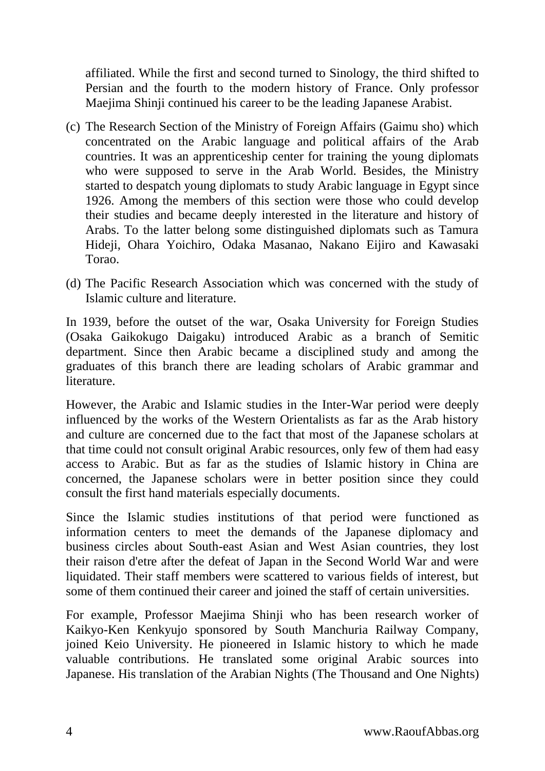affiliated. While the first and second turned to Sinology, the third shifted to Persian and the fourth to the modern history of France. Only professor Maejima Shinji continued his career to be the leading Japanese Arabist.

(c) The Research Section of the Ministry of Foreign Affairs (Gaimu sho) which concentrated on the Arabic language and political affairs of the Arab countries. It was an apprenticeship center for training the young diplomats who were supposed to serve in the Arab World. Besides, the Ministry started to despatch young diplomats to study Arabic language in Egypt since 1926. Among the members of this section were those who could develop their studies and became deeply interested in the literature and history of Arabs. To the latter belong some distinguished diplomats such as Tamura Hideji, Ohara Yoichiro, Odaka Masanao, Nakano Eijiro and Kawasaki Torao.

(d) The Pacific Research Association which was concerned with the study of Islamic culture and literature.

In 1939, before the outset of the war, Osaka University for Foreign Studies (Osaka Gaikokugo Daigaku) introduced Arabic as a branch of Semitic department. Since then Arabic became a disciplined study and among the graduates of this branch there are leading scholars of Arabic grammar and literature.

However, the Arabic and Islamic studies in the Inter-War period were deeply influenced by the works of the Western Orientalists as far as the Arab history and culture are concerned due to the fact that most of the Japanese scholars at that time could not consult original Arabic resources, only few of them had easy access to Arabic. But as far as the studies of Islamic history in China are concerned, the Japanese scholars were in better position since they could consult the first hand materials especially documents.

Since the Islamic studies institutions of that period were functioned as information centers to meet the demands of the Japanese diplomacy and business circles about South-east Asian and West Asian countries, they lost their raison d'etre after the defeat of Japan in the Second World War and were liquidated. Their staff members were scattered to various fields of interest, but some of them continued their career and joined the staff of certain universities.

For example, Professor Maejima Shinji who has been research worker of Kaikyo-Ken Kenkyujo sponsored by South Manchuria Railway Company, joined Keio University. He pioneered in Islamic history to which he made valuable contributions. He translated some original Arabic sources into Japanese. His translation of the Arabian Nights (The Thousand and One Nights)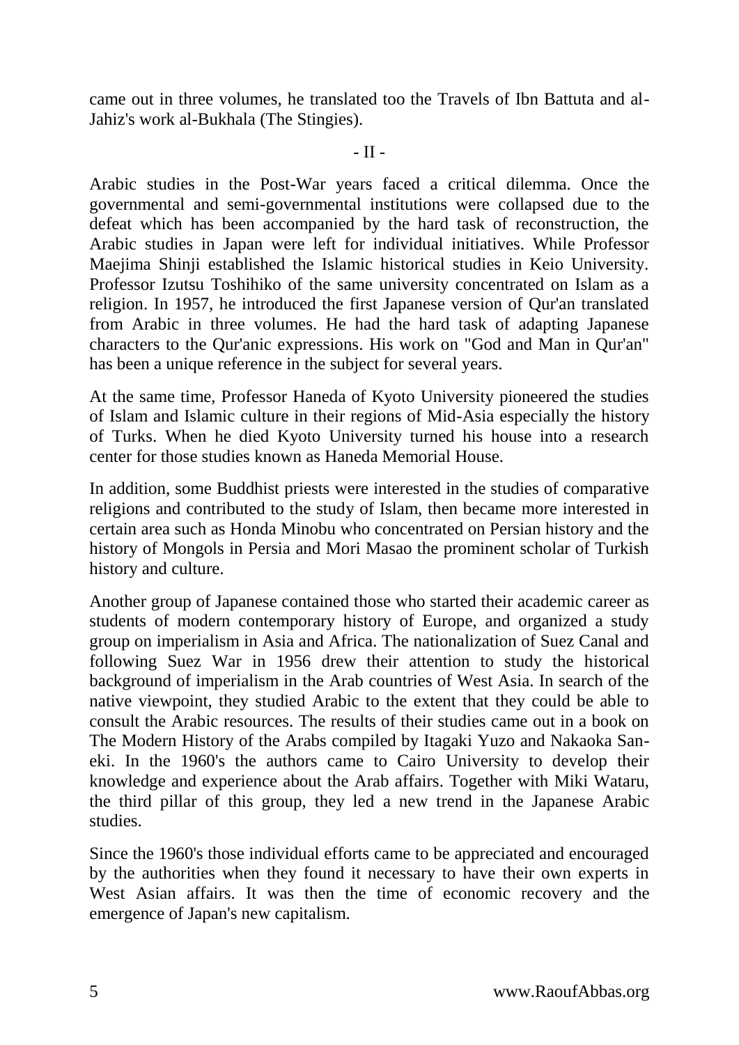came out in three volumes, he translated too the Travels of Ibn Battuta and al-Jahiz's work al-Bukhala (The Stingies).

- II -

Arabic studies in the Post-War years faced a critical dilemma. Once the governmental and semi-governmental institutions were collapsed due to the defeat which has been accompanied by the hard task of reconstruction, the Arabic studies in Japan were left for individual initiatives. While Professor Maejima Shinji established the Islamic historical studies in Keio University. Professor Izutsu Toshihiko of the same university concentrated on Islam as a religion. In 1957, he introduced the first Japanese version of Qur'an translated from Arabic in three volumes. He had the hard task of adapting Japanese characters to the Qur'anic expressions. His work on "God and Man in Qur'an" has been a unique reference in the subject for several years.

At the same time, Professor Haneda of Kyoto University pioneered the studies of Islam and Islamic culture in their regions of Mid-Asia especially the history of Turks. When he died Kyoto University turned his house into a research center for those studies known as Haneda Memorial House.

In addition, some Buddhist priests were interested in the studies of comparative religions and contributed to the study of Islam, then became more interested in certain area such as Honda Minobu who concentrated on Persian history and the history of Mongols in Persia and Mori Masao the prominent scholar of Turkish history and culture.

Another group of Japanese contained those who started their academic career as students of modern contemporary history of Europe, and organized a study group on imperialism in Asia and Africa. The nationalization of Suez Canal and following Suez War in 1956 drew their attention to study the historical background of imperialism in the Arab countries of West Asia. In search of the native viewpoint, they studied Arabic to the extent that they could be able to consult the Arabic resources. The results of their studies came out in a book on The Modern History of the Arabs compiled by Itagaki Yuzo and Nakaoka San-eki. In the 1960's the authors came to Cairo University to develop their knowledge and experience about the Arab affairs. Together with Miki Wataru, the third pillar of this group, they led a new trend in the Japanese Arabic studies.

Since the 1960's those individual efforts came to be appreciated and encouraged by the authorities when they found it necessary to have their own experts in West Asian affairs. It was then the time of economic recovery and the emergence of Japan's new capitalism.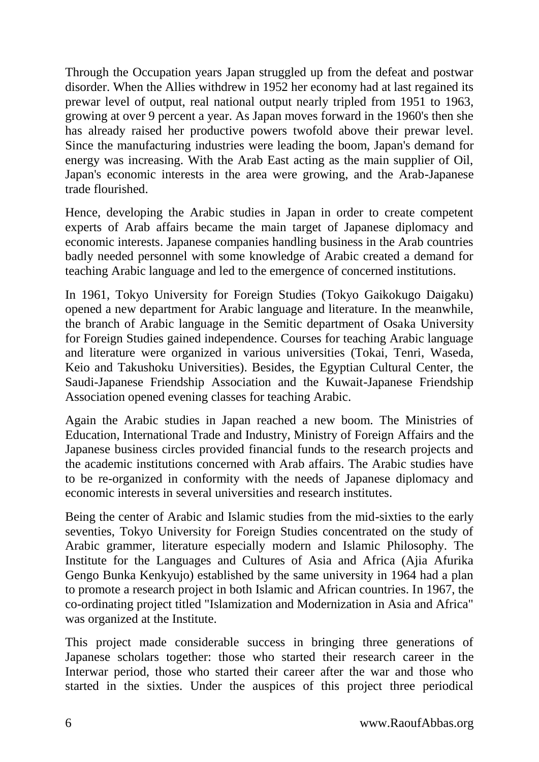Through the Occupation years Japan struggled up from the defeat and postwar disorder. When the Allies withdrew in 1952 her economy had at last regained its prewar level of output, real national output nearly tripled from 1951 to 1963, growing at over 9 percent a year. As Japan moves forward in the 1960's then she has already raised her productive powers twofold above their prewar level. Since the manufacturing industries were leading the boom, Japan's demand for energy was increasing. With the Arab East acting as the main supplier of Oil, Japan's economic interests in the area were growing, and the Arab-Japanese trade flourished.

Hence, developing the Arabic studies in Japan in order to create competent experts of Arab affairs became the main target of Japanese diplomacy and economic interests. Japanese companies handling business in the Arab countries badly needed personnel with some knowledge of Arabic created a demand for teaching Arabic language and led to the emergence of concerned institutions.

In 1961, Tokyo University for Foreign Studies (Tokyo Gaikokugo Daigaku) opened a new department for Arabic language and literature. In the meanwhile, the branch of Arabic language in the Semitic department of Osaka University for Foreign Studies gained independence. Courses for teaching Arabic language and literature were organized in various universities (Tokai, Tenri, Waseda, Keio and Takushoku Universities). Besides, the Egyptian Cultural Center, the Saudi-Japanese Friendship Association and the Kuwait-Japanese Friendship Association opened evening classes for teaching Arabic.

Again the Arabic studies in Japan reached a new boom. The Ministries of Education, International Trade and Industry, Ministry of Foreign Affairs and the Japanese business circles provided financial funds to the research projects and the academic institutions concerned with Arab affairs. The Arabic studies have to be re-organized in conformity with the needs of Japanese diplomacy and economic interests in several universities and research institutes.

Being the center of Arabic and Islamic studies from the mid-sixties to the early seventies, Tokyo University for Foreign Studies concentrated on the study of Arabic grammer, literature especially modern and Islamic Philosophy. The Institute for the Languages and Cultures of Asia and Africa (Ajia Afurika Gengo Bunka Kenkyujo) established by the same university in 1964 had a plan to promote a research project in both Islamic and African countries. In 1967, the co-ordinating project titled "Islamization and Modernization in Asia and Africa" was organized at the Institute.

This project made considerable success in bringing three generations of Japanese scholars together: those who started their research career in the Interwar period, those who started their career after the war and those who started in the sixties. Under the auspices of this project three periodical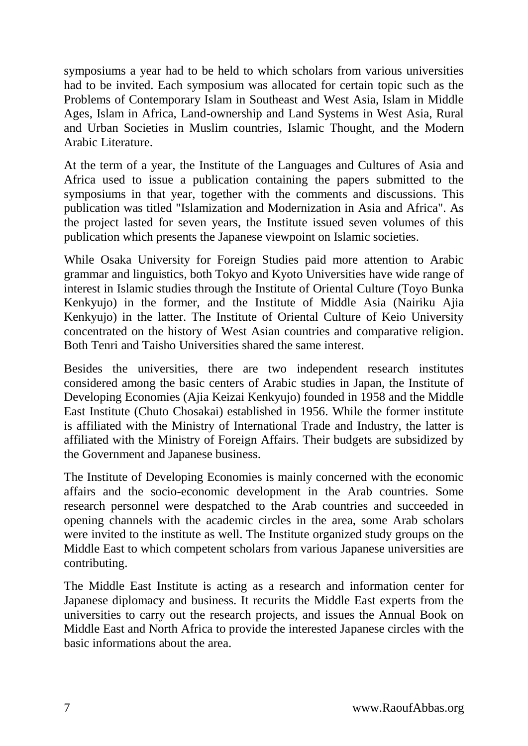symposiums a year had to be held to which scholars from various universities had to be invited. Each symposium was allocated for certain topic such as the Problems of Contemporary Islam in Southeast and West Asia, Islam in Middle Ages, Islam in Africa, Land-ownership and Land Systems in West Asia, Rural and Urban Societies in Muslim countries, Islamic Thought, and the Modern Arabic Literature.

At the term of a year, the Institute of the Languages and Cultures of Asia and Africa used to issue a publication containing the papers submitted to the symposiums in that year, together with the comments and discussions. This publication was titled "Islamization and Modernization in Asia and Africa". As the project lasted for seven years, the Institute issued seven volumes of this publication which presents the Japanese viewpoint on Islamic societies.

While Osaka University for Foreign Studies paid more attention to Arabic grammar and linguistics, both Tokyo and Kyoto Universities have wide range of interest in Islamic studies through the Institute of Oriental Culture (Toyo Bunka Kenkyujo) in the former, and the Institute of Middle Asia (Nairiku Ajia Kenkyujo) in the latter. The Institute of Oriental Culture of Keio University concentrated on the history of West Asian countries and comparative religion. Both Tenri and Taisho Universities shared the same interest.

Besides the universities, there are two independent research institutes considered among the basic centers of Arabic studies in Japan, the Institute of Developing Economies (Ajia Keizai Kenkyujo) founded in 1958 and the Middle East Institute (Chuto Chosakai) established in 1956. While the former institute is affiliated with the Ministry of International Trade and Industry, the latter is affiliated with the Ministry of Foreign Affairs. Their budgets are subsidized by the Government and Japanese business.

The Institute of Developing Economies is mainly concerned with the economic affairs and the socio-economic development in the Arab countries. Some research personnel were despatched to the Arab countries and succeeded in opening channels with the academic circles in the area, some Arab scholars were invited to the institute as well. The Institute organized study groups on the Middle East to which competent scholars from various Japanese universities are contributing.

The Middle East Institute is acting as a research and information center for Japanese diplomacy and business. It recurits the Middle East experts from the universities to carry out the research projects, and issues the Annual Book on Middle East and North Africa to provide the interested Japanese circles with the basic informations about the area.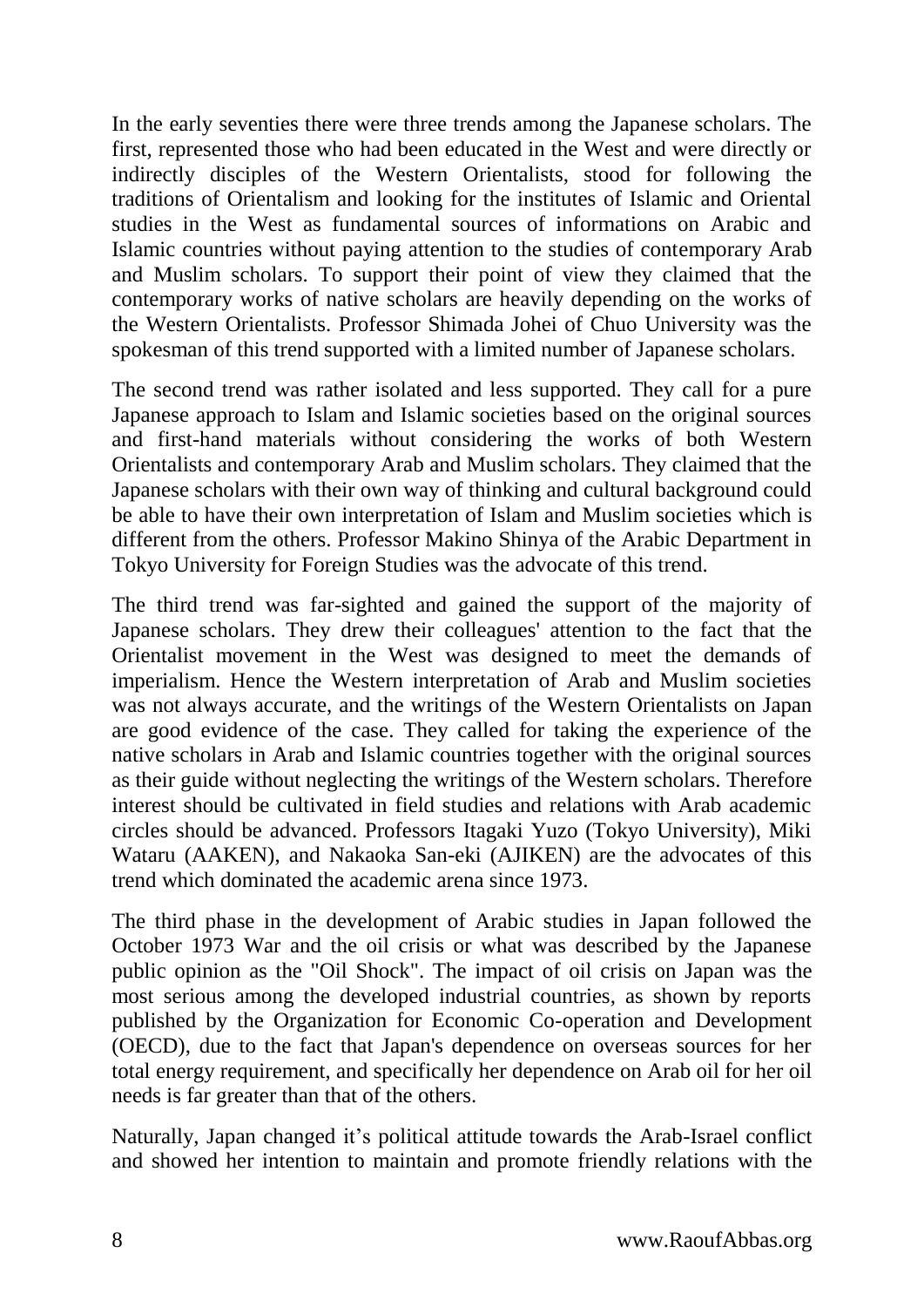In the early seventies there were three trends among the Japanese scholars. The first, represented those who had been educated in the West and were directly or indirectly disciples of the Western Orientalists, stood for following the traditions of Orientalism and looking for the institutes of Islamic and Oriental studies in the West as fundamental sources of informations on Arabic and Islamic countries without paying attention to the studies of contemporary Arab and Muslim scholars. To support their point of view they claimed that the contemporary works of native scholars are heavily depending on the works of the Western Orientalists. Professor Shimada Johei of Chuo University was the spokesman of this trend supported with a limited number of Japanese scholars.

The second trend was rather isolated and less supported. They call for a pure Japanese approach to Islam and Islamic societies based on the original sources and first-hand materials without considering the works of both Western Orientalists and contemporary Arab and Muslim scholars. They claimed that the Japanese scholars with their own way of thinking and cultural background could be able to have their own interpretation of Islam and Muslim societies which is different from the others. Professor Makino Shinya of the Arabic Department in Tokyo University for Foreign Studies was the advocate of this trend.

The third trend was far-sighted and gained the support of the majority of Japanese scholars. They drew their colleagues' attention to the fact that the Orientalist movement in the West was designed to meet the demands of imperialism. Hence the Western interpretation of Arab and Muslim societies was not always accurate, and the writings of the Western Orientalists on Japan are good evidence of the case. They called for taking the experience of the native scholars in Arab and Islamic countries together with the original sources as their guide without neglecting the writings of the Western scholars. Therefore interest should be cultivated in field studies and relations with Arab academic circles should be advanced. Professors Itagaki Yuzo (Tokyo University), Miki Wataru (AAKEN), and Nakaoka San-eki (AJIKEN) are the advocates of this trend which dominated the academic arena since 1973.

The third phase in the development of Arabic studies in Japan followed the October 1973 War and the oil crisis or what was described by the Japanese public opinion as the "Oil Shock". The impact of oil crisis on Japan was the most serious among the developed industrial countries, as shown by reports published by the Organization for Economic Co-operation and Development (OECD), due to the fact that Japan's dependence on overseas sources for her total energy requirement, and specifically her dependence on Arab oil for her oil needs is far greater than that of the others.

Naturally, Japan changed it's political attitude towards the Arab-Israel conflict and showed her intention to maintain and promote friendly relations with the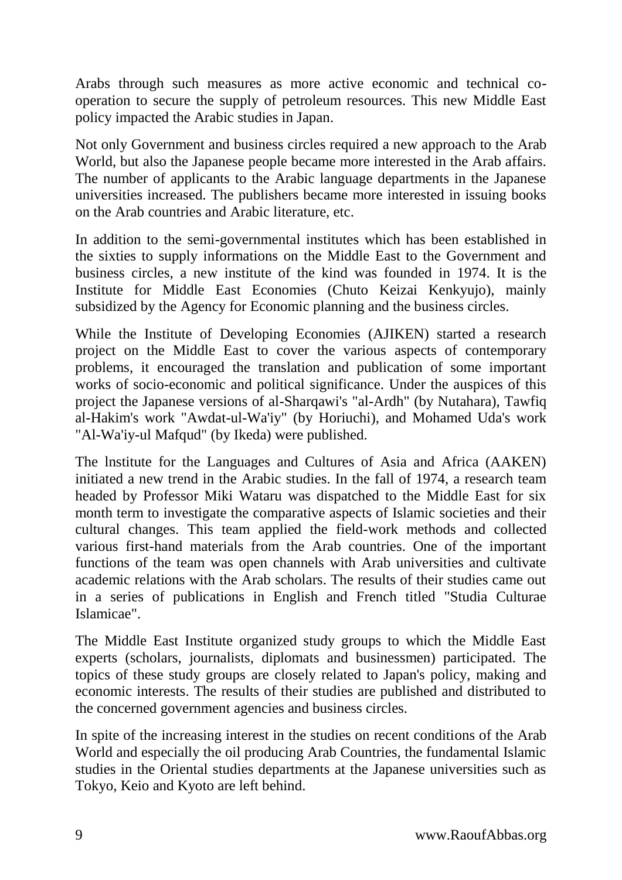Arabs through such measures as more active economic and technical co-operation to secure the supply of petroleum resources. This new Middle East policy impacted the Arabic studies in Japan.

Not only Government and business circles required a new approach to the Arab World, but also the Japanese people became more interested in the Arab affairs. The number of applicants to the Arabic language departments in the Japanese universities increased. The publishers became more interested in issuing books on the Arab countries and Arabic literature, etc.

In addition to the semi-governmental institutes which has been established in the sixties to supply informations on the Middle East to the Government and business circles, a new institute of the kind was founded in 1974. It is the Institute for Middle East Economies (Chuto Keizai Kenkyujo), mainly subsidized by the Agency for Economic planning and the business circles.

While the Institute of Developing Economies (AJIKEN) started a research project on the Middle East to cover the various aspects of contemporary problems, it encouraged the translation and publication of some important works of socio-economic and political significance. Under the auspices of this project the Japanese versions of al-Sharqawi's "al-Ardh" (by Nutahara), Tawfiq al-Hakim's work "Awdat-ul-Wa'iy" (by Horiuchi), and Mohamed Uda's work "Al-Wa'iy-ul Mafqud" (by Ikeda) were published.

The lnstitute for the Languages and Cultures of Asia and Africa (AAKEN) initiated a new trend in the Arabic studies. In the fall of 1974, a research team headed by Professor Miki Wataru was dispatched to the Middle East for six month term to investigate the comparative aspects of Islamic societies and their cultural changes. This team applied the field-work methods and collected various first-hand materials from the Arab countries. One of the important functions of the team was open channels with Arab universities and cultivate academic relations with the Arab scholars. The results of their studies came out in a series of publications in English and French titled "Studia Culturae Islamicae".

The Middle East Institute organized study groups to which the Middle East experts (scholars, journalists, diplomats and businessmen) participated. The topics of these study groups are closely related to Japan's policy, making and economic interests. The results of their studies are published and distributed to the concerned government agencies and business circles.

In spite of the increasing interest in the studies on recent conditions of the Arab World and especially the oil producing Arab Countries, the fundamental Islamic studies in the Oriental studies departments at the Japanese universities such as Tokyo, Keio and Kyoto are left behind.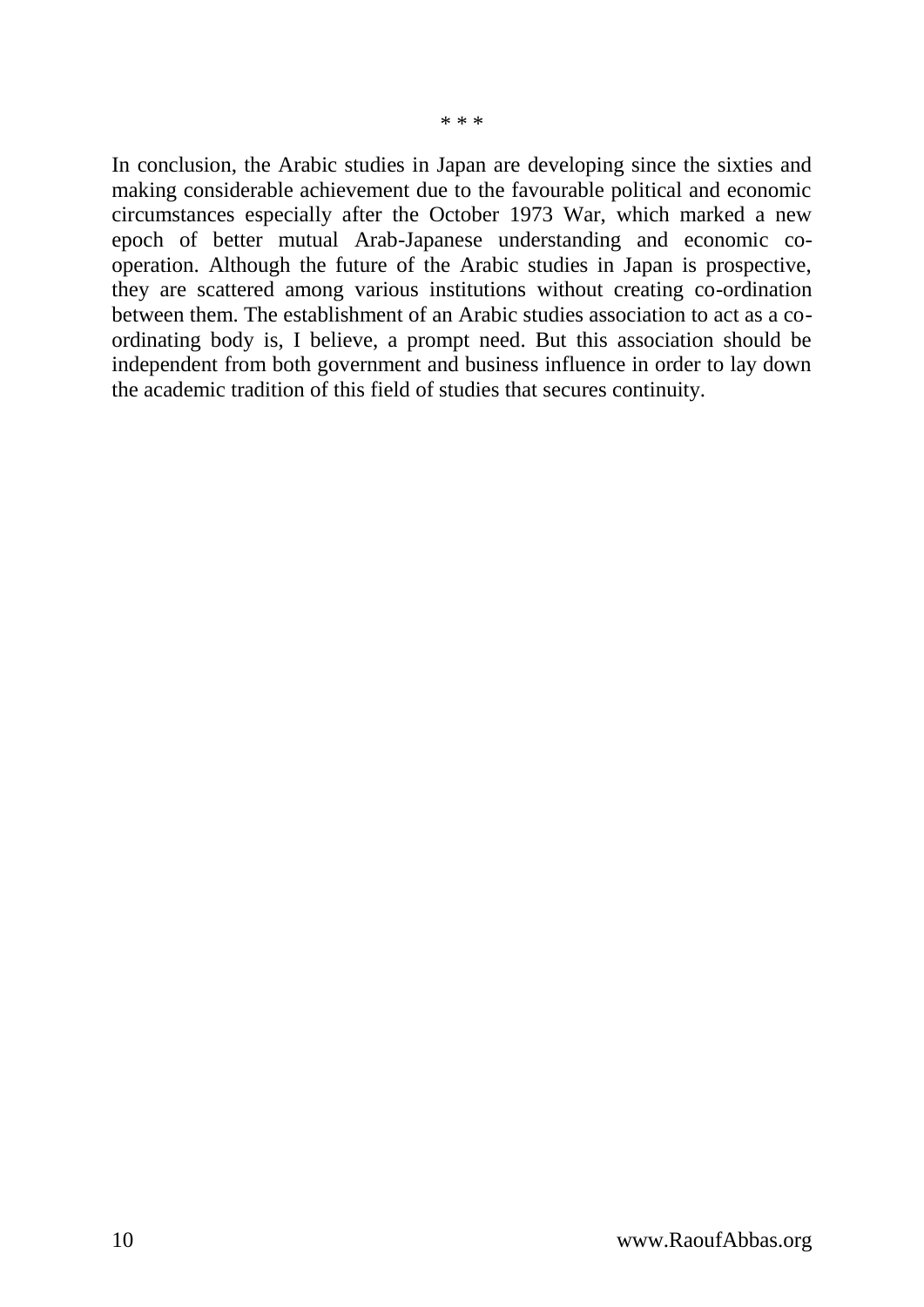\* \* \*

In conclusion, the Arabic studies in Japan are developing since the sixties and making considerable achievement due to the favourable political and economic circumstances especially after the October 1973 War, which marked a new epoch of better mutual Arab-Japanese understanding and economic co-operation. Although the future of the Arabic studies in Japan is prospective, they are scattered among various institutions without creating co-ordination between them. The establishment of an Arabic studies association to act as a co-ordinating body is, I believe, a prompt need. But this association should be independent from both government and business influence in order to lay down the academic tradition of this field of studies that secures continuity.